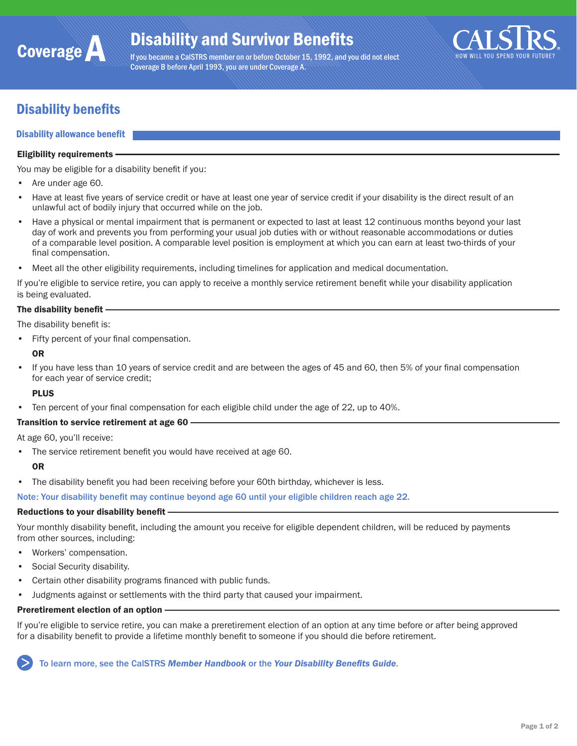# Coverage A — Disability and Survivor Benefits

If you became a CalSTRS member on or before October 15, 1992, and you did not elect Coverage B before April 1993, you are under Coverage A.

CALSTRS — HOW WILL YOU SPEND YOUR FUTURE?

## Disability benefits

### Disability allowance benefit

#### Eligibility requirements

You may be eligible for a disability benefit if you:

- Are under age 60.
- Have at least five years of service credit or have at least one year of service credit if your disability is the direct result of an unlawful act of bodily injury that occurred while on the job.
- Have a physical or mental impairment that is permanent or expected to last at least 12 continuous months beyond your last day of work and prevents you from performing your usual job duties with or without reasonable accommodations or duties of a comparable level position. A comparable level position is employment at which you can earn at least two-thirds of your final compensation.
- Meet all the other eligibility requirements, including timelines for application and medical documentation.

If you're eligible to service retire, you can apply to receive a monthly service retirement benefit while your disability application is being evaluated.

#### The disability benefit

The disability benefit is:

- Fifty percent of your final compensation.

  **OR**

- If you have less than 10 years of service credit and are between the ages of 45 and 60, then 5% of your final compensation for each year of service credit;

  **PLUS**

- Ten percent of your final compensation for each eligible child under the age of 22, up to 40%.

#### Transition to service retirement at age 60

At age 60, you'll receive:

- The service retirement benefit you would have received at age 60.

  **OR**

- The disability benefit you had been receiving before your 60th birthday, whichever is less.

Note: Your disability benefit may continue beyond age 60 until your eligible children reach age 22.

#### Reductions to your disability benefit

Your monthly disability benefit, including the amount you receive for eligible dependent children, will be reduced by payments from other sources, including:

- Workers' compensation.
- Social Security disability.
- Certain other disability programs financed with public funds.
- Judgments against or settlements with the third party that caused your impairment.

#### Preretirement election of an option

If you're eligible to service retire, you can make a preretirement election of an option at any time before or after being approved for a disability benefit to provide a lifetime monthly benefit to someone if you should die before retirement.

To learn more, see the CalSTRS ***Member Handbook*** or the ***Your Disability Benefits Guide***.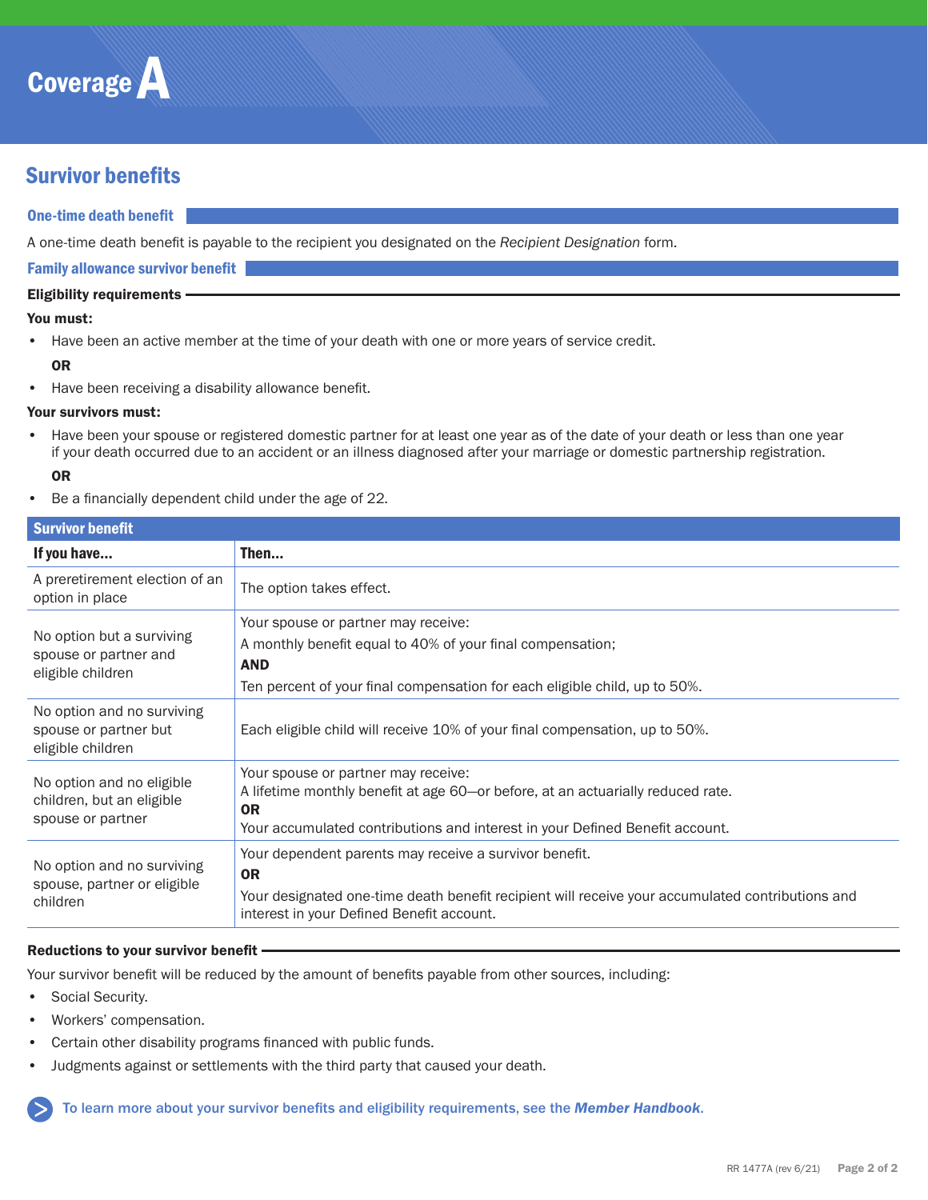# Coverage A

## Survivor benefits

### One-time death benefit

A one-time death benefit is payable to the recipient you designated on the *Recipient Designation* form.

### Family allowance survivor benefit

#### Eligibility requirements

**You must:**

- Have been an active member at the time of your death with one or more years of service credit.

  **OR**

- Have been receiving a disability allowance benefit.

**Your survivors must:**

- Have been your spouse or registered domestic partner for at least one year as of the date of your death or less than one year if your death occurred due to an accident or an illness diagnosed after your marriage or domestic partnership registration.

  **OR**

- Be a financially dependent child under the age of 22.

**Survivor benefit**

| If you have... | Then... |
| --- | --- |
| A preretirement election of an option in place | The option takes effect. |
| No option but a surviving spouse or partner and eligible children | Your spouse or partner may receive:<br>A monthly benefit equal to 40% of your final compensation;<br>**AND**<br>Ten percent of your final compensation for each eligible child, up to 50%. |
| No option and no surviving spouse or partner but eligible children | Each eligible child will receive 10% of your final compensation, up to 50%. |
| No option and no eligible children, but an eligible spouse or partner | Your spouse or partner may receive:<br>A lifetime monthly benefit at age 60—or before, at an actuarially reduced rate.<br>**OR**<br>Your accumulated contributions and interest in your Defined Benefit account. |
| No option and no surviving spouse, partner or eligible children | Your dependent parents may receive a survivor benefit.<br>**OR**<br>Your designated one-time death benefit recipient will receive your accumulated contributions and interest in your Defined Benefit account. |

#### Reductions to your survivor benefit

Your survivor benefit will be reduced by the amount of benefits payable from other sources, including:

- Social Security.
- Workers' compensation.
- Certain other disability programs financed with public funds.
- Judgments against or settlements with the third party that caused your death.

To learn more about your survivor benefits and eligibility requirements, see the ***Member Handbook***.

RR 1477A (rev 6/21)